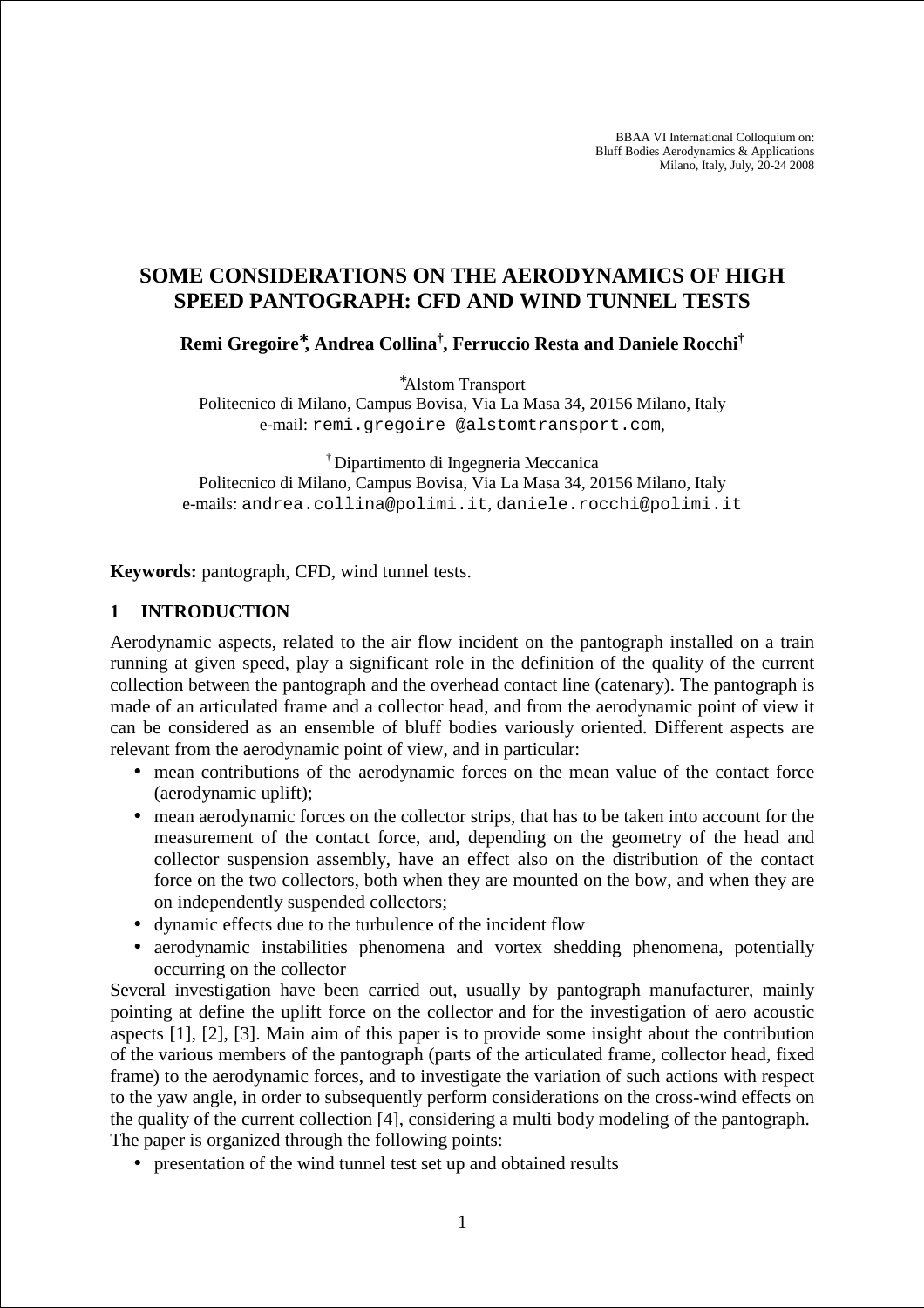# SOME CONSIDERATIONS ON THE AERODYNAMICS OF HIGH SPEED PANTOGRAPH: CFD AND WIND TUNNEL TESTS

**Remi Gregoire[*], Andrea Collina[†], Ferruccio Resta and Daniele Rocchi[†]**

[*]Alstom Transport
Politecnico di Milano, Campus Bovisa, Via La Masa 34, 20156 Milano, Italy
e-mail: remi.gregoire @alstomtransport.com,

[†] Dipartimento di Ingegneria Meccanica
Politecnico di Milano, Campus Bovisa, Via La Masa 34, 20156 Milano, Italy
e-mails: andrea.collina@polimi.it, daniele.rocchi@polimi.it

**Keywords:** pantograph, CFD, wind tunnel tests.

## 1 INTRODUCTION

Aerodynamic aspects, related to the air flow incident on the pantograph installed on a train running at given speed, play a significant role in the definition of the quality of the current collection between the pantograph and the overhead contact line (catenary). The pantograph is made of an articulated frame and a collector head, and from the aerodynamic point of view it can be considered as an ensemble of bluff bodies variously oriented. Different aspects are relevant from the aerodynamic point of view, and in particular:

- mean contributions of the aerodynamic forces on the mean value of the contact force (aerodynamic uplift);
- mean aerodynamic forces on the collector strips, that has to be taken into account for the measurement of the contact force, and, depending on the geometry of the head and collector suspension assembly, have an effect also on the distribution of the contact force on the two collectors, both when they are mounted on the bow, and when they are on independently suspended collectors;
- dynamic effects due to the turbulence of the incident flow
- aerodynamic instabilities phenomena and vortex shedding phenomena, potentially occurring on the collector

Several investigation have been carried out, usually by pantograph manufacturer, mainly pointing at define the uplift force on the collector and for the investigation of aero acoustic aspects [1], [2], [3]. Main aim of this paper is to provide some insight about the contribution of the various members of the pantograph (parts of the articulated frame, collector head, fixed frame) to the aerodynamic forces, and to investigate the variation of such actions with respect to the yaw angle, in order to subsequently perform considerations on the cross-wind effects on the quality of the current collection [4], considering a multi body modeling of the pantograph. The paper is organized through the following points:

- presentation of the wind tunnel test set up and obtained results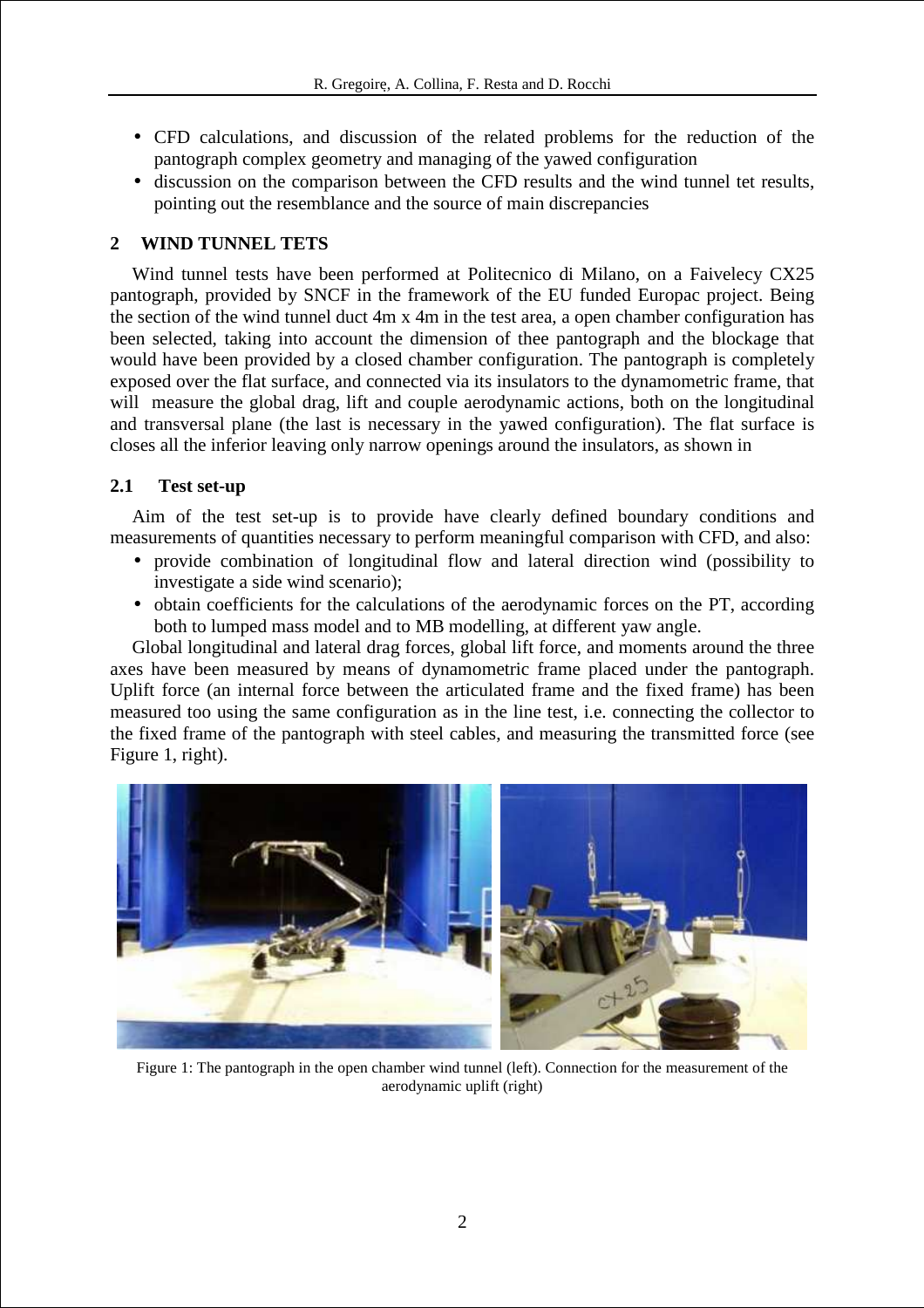- CFD calculations, and discussion of the related problems for the reduction of the pantograph complex geometry and managing of the yawed configuration
- discussion on the comparison between the CFD results and the wind tunnel tet results, pointing out the resemblance and the source of main discrepancies

## 2 WIND TUNNEL TETS

Wind tunnel tests have been performed at Politecnico di Milano, on a Faivelecy CX25 pantograph, provided by SNCF in the framework of the EU funded Europac project. Being the section of the wind tunnel duct 4m x 4m in the test area, a open chamber configuration has been selected, taking into account the dimension of thee pantograph and the blockage that would have been provided by a closed chamber configuration. The pantograph is completely exposed over the flat surface, and connected via its insulators to the dynamometric frame, that will measure the global drag, lift and couple aerodynamic actions, both on the longitudinal and transversal plane (the last is necessary in the yawed configuration). The flat surface is closes all the inferior leaving only narrow openings around the insulators, as shown in

### 2.1 Test set-up

Aim of the test set-up is to provide have clearly defined boundary conditions and measurements of quantities necessary to perform meaningful comparison with CFD, and also:

- provide combination of longitudinal flow and lateral direction wind (possibility to investigate a side wind scenario);
- obtain coefficients for the calculations of the aerodynamic forces on the PT, according both to lumped mass model and to MB modelling, at different yaw angle.

Global longitudinal and lateral drag forces, global lift force, and moments around the three axes have been measured by means of dynamometric frame placed under the pantograph. Uplift force (an internal force between the articulated frame and the fixed frame) has been measured too using the same configuration as in the line test, i.e. connecting the collector to the fixed frame of the pantograph with steel cables, and measuring the transmitted force (see Figure 1, right).

Figure 1: The pantograph in the open chamber wind tunnel (left). Connection for the measurement of the aerodynamic uplift (right)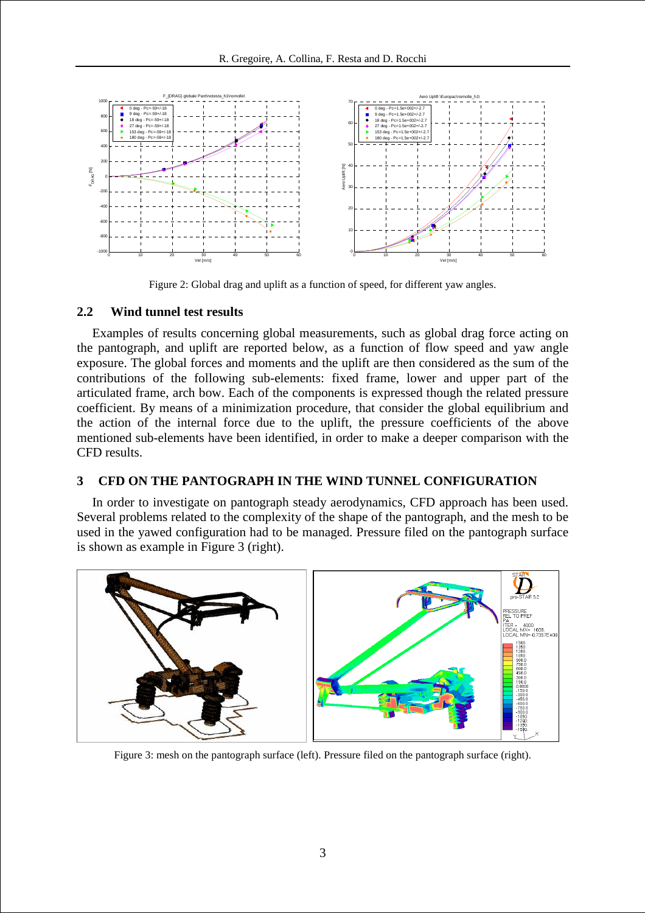Figure 2: Global drag and uplift as a function of speed, for different yaw angles.

## 2.2 Wind tunnel test results

Examples of results concerning global measurements, such as global drag force acting on the pantograph, and uplift are reported below, as a function of flow speed and yaw angle exposure. The global forces and moments and the uplift are then considered as the sum of the contributions of the following sub-elements: fixed frame, lower and upper part of the articulated frame, arch bow. Each of the components is expressed though the related pressure coefficient. By means of a minimization procedure, that consider the global equilibrium and the action of the internal force due to the uplift, the pressure coefficients of the above mentioned sub-elements have been identified, in order to make a deeper comparison with the CFD results.

# 3 CFD ON THE PANTOGRAPH IN THE WIND TUNNEL CONFIGURATION

In order to investigate on pantograph steady aerodynamics, CFD approach has been used. Several problems related to the complexity of the shape of the pantograph, and the mesh to be used in the yawed configuration had to be managed. Pressure filed on the pantograph surface is shown as example in Figure 3 (right).

Figure 3: mesh on the pantograph surface (left). Pressure filed on the pantograph surface (right).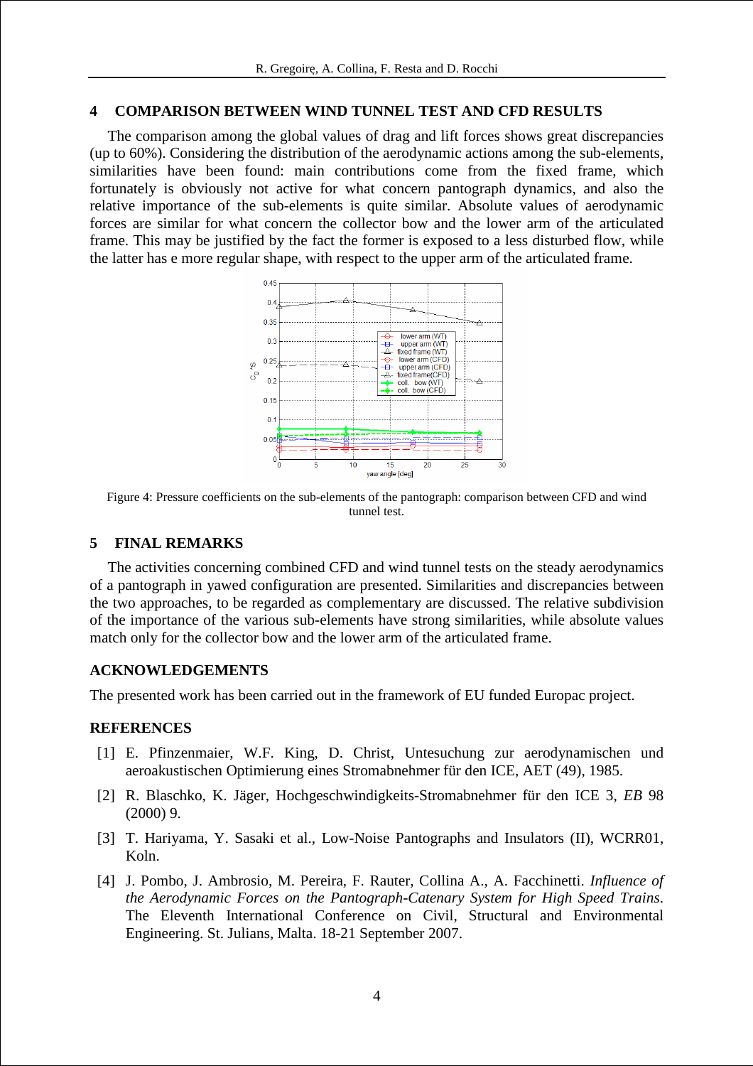## 4 COMPARISON BETWEEN WIND TUNNEL TEST AND CFD RESULTS

The comparison among the global values of drag and lift forces shows great discrepancies (up to 60%). Considering the distribution of the aerodynamic actions among the sub-elements, similarities have been found: main contributions come from the fixed frame, which fortunately is obviously not active for what concern pantograph dynamics, and also the relative importance of the sub-elements is quite similar. Absolute values of aerodynamic forces are similar for what concern the collector bow and the lower arm of the articulated frame. This may be justified by the fact the former is exposed to a less disturbed flow, while the latter has e more regular shape, with respect to the upper arm of the articulated frame.

$C_D$*S

0.45
0.4
0.35
0.3
0.25
0.2
0.15
0.1
0.05
0

0
5
10
15
20
25
30

yaw angle [deg]

lower arm (WT)
upper arm (WT)
fixed frame (WT)
lower arm (CFD)
upper arm (CFD)
fixed frame(CFD)
coll. bow (WT)
coll. bow (CFD)

Figure 4: Pressure coefficients on the sub-elements of the pantograph: comparison between CFD and wind tunnel test.

## 5 FINAL REMARKS

The activities concerning combined CFD and wind tunnel tests on the steady aerodynamics of a pantograph in yawed configuration are presented. Similarities and discrepancies between the two approaches, to be regarded as complementary are discussed. The relative subdivision of the importance of the various sub-elements have strong similarities, while absolute values match only for the collector bow and the lower arm of the articulated frame.

## ACKNOWLEDGEMENTS

The presented work has been carried out in the framework of EU funded Europac project.

## REFERENCES

[1] E. Pfinzenmaier, W.F. King, D. Christ, Untesuchung zur aerodynamischen und aeroakustischen Optimierung eines Stromabnehmer für den ICE, AET (49), 1985.

[2] R. Blaschko, K. Jäger, Hochgeschwindigkeits-Stromabnehmer für den ICE 3, *EB* 98 (2000) 9.

[3] T. Hariyama, Y. Sasaki et al., Low-Noise Pantographs and Insulators (II), WCRR01, Koln.

[4] J. Pombo, J. Ambrosio, M. Pereira, F. Rauter, Collina A., A. Facchinetti. *Influence of the Aerodynamic Forces on the Pantograph-Catenary System for High Speed Trains*. The Eleventh International Conference on Civil, Structural and Environmental Engineering. St. Julians, Malta. 18-21 September 2007.